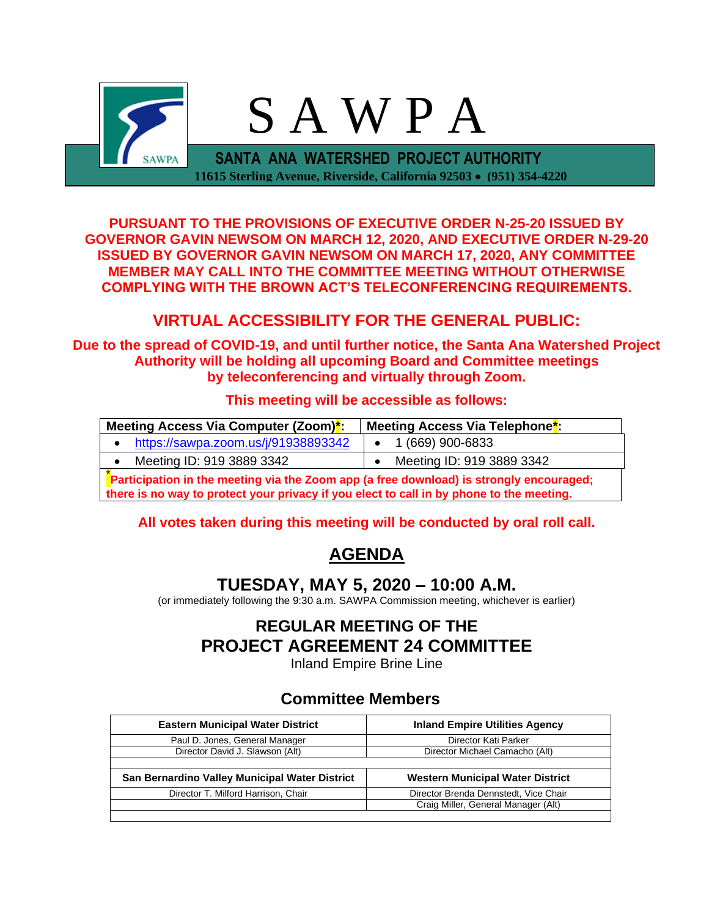# S A W P A

**SANTA ANA WATERSHED PROJECT AUTHORITY**

**11615 Sterling Avenue, Riverside, California 92503 • (951) 354-4220**

**PURSUANT TO THE PROVISIONS OF EXECUTIVE ORDER N-25-20 ISSUED BY GOVERNOR GAVIN NEWSOM ON MARCH 12, 2020, AND EXECUTIVE ORDER N-29-20 ISSUED BY GOVERNOR GAVIN NEWSOM ON MARCH 17, 2020, ANY COMMITTEE MEMBER MAY CALL INTO THE COMMITTEE MEETING WITHOUT OTHERWISE COMPLYING WITH THE BROWN ACT'S TELECONFERENCING REQUIREMENTS.**

## VIRTUAL ACCESSIBILITY FOR THE GENERAL PUBLIC:

**Due to the spread of COVID-19, and until further notice, the Santa Ana Watershed Project Authority will be holding all upcoming Board and Committee meetings by teleconferencing and virtually through Zoom.**

**This meeting will be accessible as follows:**

| Meeting Access Via Computer (Zoom)*: | Meeting Access Via Telephone*: |
|---|---|
| • https://sawpa.zoom.us/j/91938893342 | • 1 (669) 900-6833 |
| • Meeting ID: 919 3889 3342 | • Meeting ID: 919 3889 3342 |
| *Participation in the meeting via the Zoom app (a free download) is strongly encouraged; there is no way to protect your privacy if you elect to call in by phone to the meeting. | |

**All votes taken during this meeting will be conducted by oral roll call.**

## AGENDA

## TUESDAY, MAY 5, 2020 – 10:00 A.M.

(or immediately following the 9:30 a.m. SAWPA Commission meeting, whichever is earlier)

## REGULAR MEETING OF THE PROJECT AGREEMENT 24 COMMITTEE

Inland Empire Brine Line

### Committee Members

| Eastern Municipal Water District | Inland Empire Utilities Agency |
|---|---|
| Paul D. Jones, General Manager | Director Kati Parker |
| Director David J. Slawson (Alt) | Director Michael Camacho (Alt) |
| **San Bernardino Valley Municipal Water District** | **Western Municipal Water District** |
| Director T. Milford Harrison, Chair | Director Brenda Dennstedt, Vice Chair |
| | Craig Miller, General Manager (Alt) |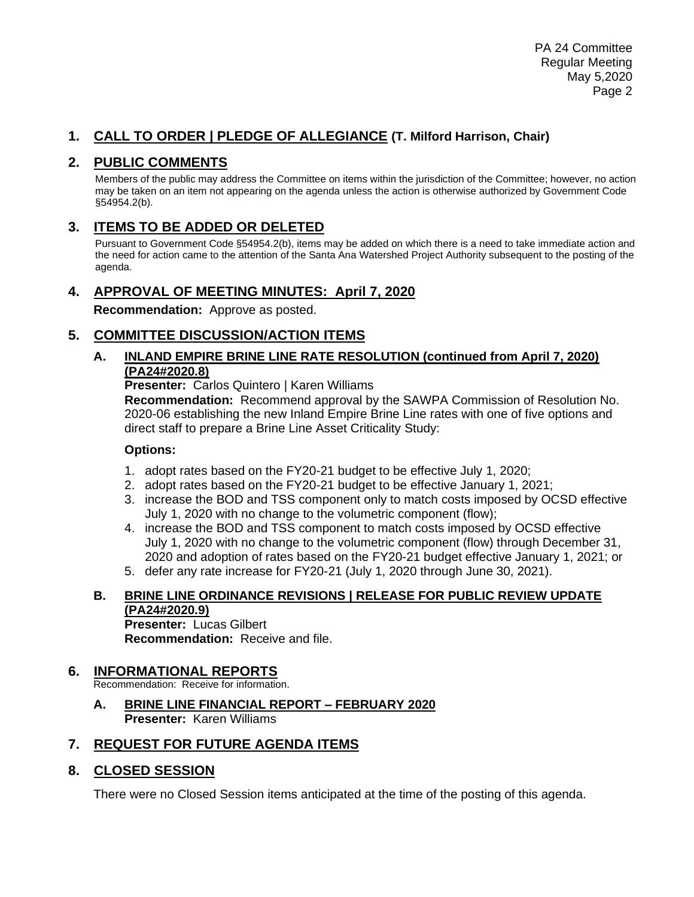## 1. CALL TO ORDER | PLEDGE OF ALLEGIANCE (T. Milford Harrison, Chair)

## 2. PUBLIC COMMENTS

Members of the public may address the Committee on items within the jurisdiction of the Committee; however, no action may be taken on an item not appearing on the agenda unless the action is otherwise authorized by Government Code §54954.2(b).

## 3. ITEMS TO BE ADDED OR DELETED

Pursuant to Government Code §54954.2(b), items may be added on which there is a need to take immediate action and the need for action came to the attention of the Santa Ana Watershed Project Authority subsequent to the posting of the agenda.

## 4. APPROVAL OF MEETING MINUTES: April 7, 2020

**Recommendation:** Approve as posted.

## 5. COMMITTEE DISCUSSION/ACTION ITEMS

### A. INLAND EMPIRE BRINE LINE RATE RESOLUTION (continued from April 7, 2020) (PA24#2020.8)

**Presenter:** Carlos Quintero | Karen Williams

**Recommendation:** Recommend approval by the SAWPA Commission of Resolution No. 2020-06 establishing the new Inland Empire Brine Line rates with one of five options and direct staff to prepare a Brine Line Asset Criticality Study:

**Options:**

1. adopt rates based on the FY20-21 budget to be effective July 1, 2020;
2. adopt rates based on the FY20-21 budget to be effective January 1, 2021;
3. increase the BOD and TSS component only to match costs imposed by OCSD effective July 1, 2020 with no change to the volumetric component (flow);
4. increase the BOD and TSS component to match costs imposed by OCSD effective July 1, 2020 with no change to the volumetric component (flow) through December 31, 2020 and adoption of rates based on the FY20-21 budget effective January 1, 2021; or
5. defer any rate increase for FY20-21 (July 1, 2020 through June 30, 2021).

### B. BRINE LINE ORDINANCE REVISIONS | RELEASE FOR PUBLIC REVIEW UPDATE (PA24#2020.9)

**Presenter:** Lucas Gilbert

**Recommendation:** Receive and file.

## 6. INFORMATIONAL REPORTS

Recommendation: Receive for information.

### A. BRINE LINE FINANCIAL REPORT – FEBRUARY 2020

**Presenter:** Karen Williams

## 7. REQUEST FOR FUTURE AGENDA ITEMS

## 8. CLOSED SESSION

There were no Closed Session items anticipated at the time of the posting of this agenda.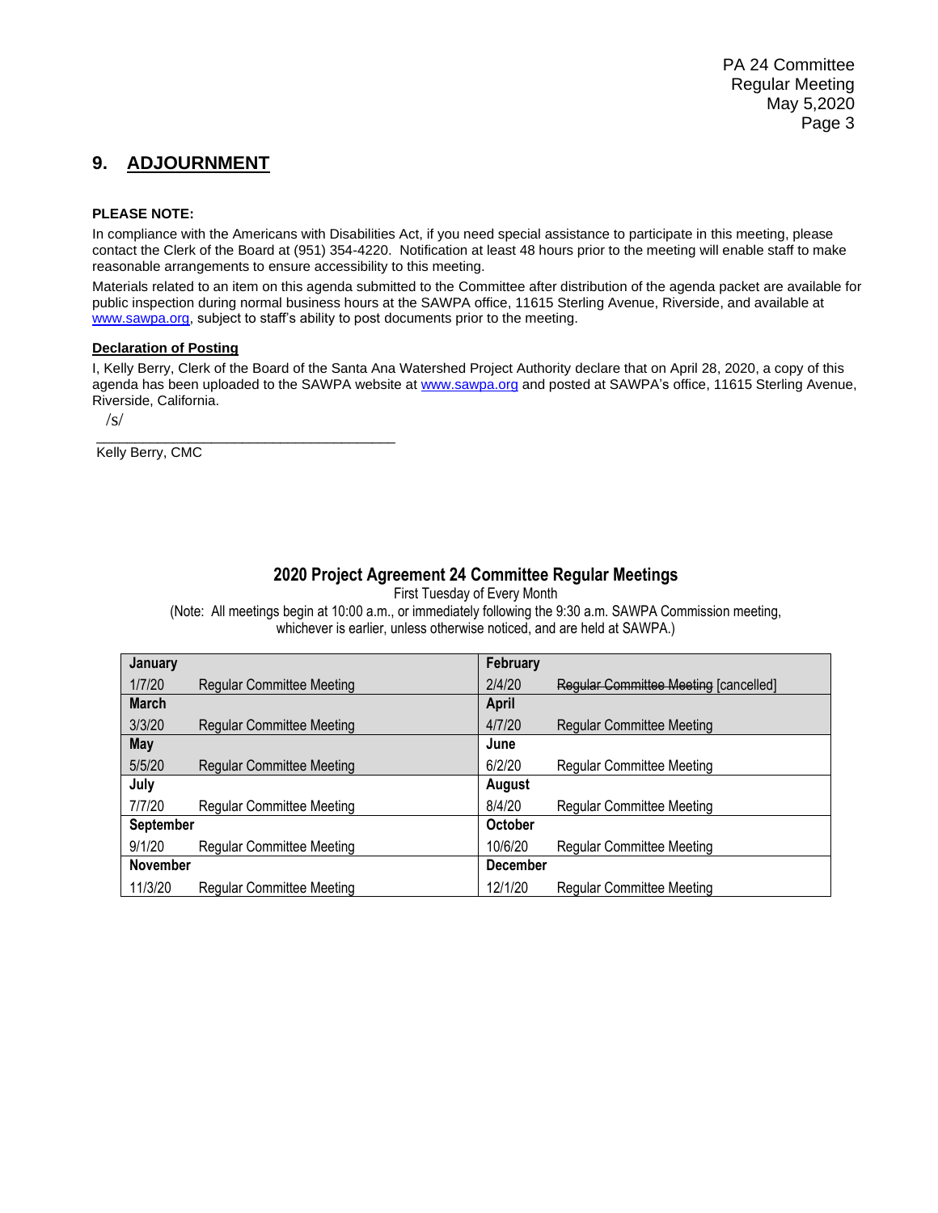## 9. ADJOURNMENT

**PLEASE NOTE:**

In compliance with the Americans with Disabilities Act, if you need special assistance to participate in this meeting, please contact the Clerk of the Board at (951) 354-4220. Notification at least 48 hours prior to the meeting will enable staff to make reasonable arrangements to ensure accessibility to this meeting.

Materials related to an item on this agenda submitted to the Committee after distribution of the agenda packet are available for public inspection during normal business hours at the SAWPA office, 11615 Sterling Avenue, Riverside, and available at www.sawpa.org, subject to staff's ability to post documents prior to the meeting.

**Declaration of Posting**

I, Kelly Berry, Clerk of the Board of the Santa Ana Watershed Project Authority declare that on April 28, 2020, a copy of this agenda has been uploaded to the SAWPA website at www.sawpa.org and posted at SAWPA's office, 11615 Sterling Avenue, Riverside, California.

/s/

\_\_\_\_\_\_\_\_\_\_\_\_\_\_\_\_\_\_\_\_\_\_\_\_\_\_\_\_\_\_\_\_\_\_\_\_\_\_\_\_

Kelly Berry, CMC

### 2020 Project Agreement 24 Committee Regular Meetings

First Tuesday of Every Month

(Note: All meetings begin at 10:00 a.m., or immediately following the 9:30 a.m. SAWPA Commission meeting, whichever is earlier, unless otherwise noticed, and are held at SAWPA.)

| | | | |
|---|---|---|---|
| **January** | | **February** | |
| 1/7/20 | Regular Committee Meeting | 2/4/20 | ~~Regular Committee Meeting~~ [cancelled] |
| **March** | | **April** | |
| 3/3/20 | Regular Committee Meeting | 4/7/20 | Regular Committee Meeting |
| **May** | | **June** | |
| 5/5/20 | Regular Committee Meeting | 6/2/20 | Regular Committee Meeting |
| **July** | | **August** | |
| 7/7/20 | Regular Committee Meeting | 8/4/20 | Regular Committee Meeting |
| **September** | | **October** | |
| 9/1/20 | Regular Committee Meeting | 10/6/20 | Regular Committee Meeting |
| **November** | | **December** | |
| 11/3/20 | Regular Committee Meeting | 12/1/20 | Regular Committee Meeting |